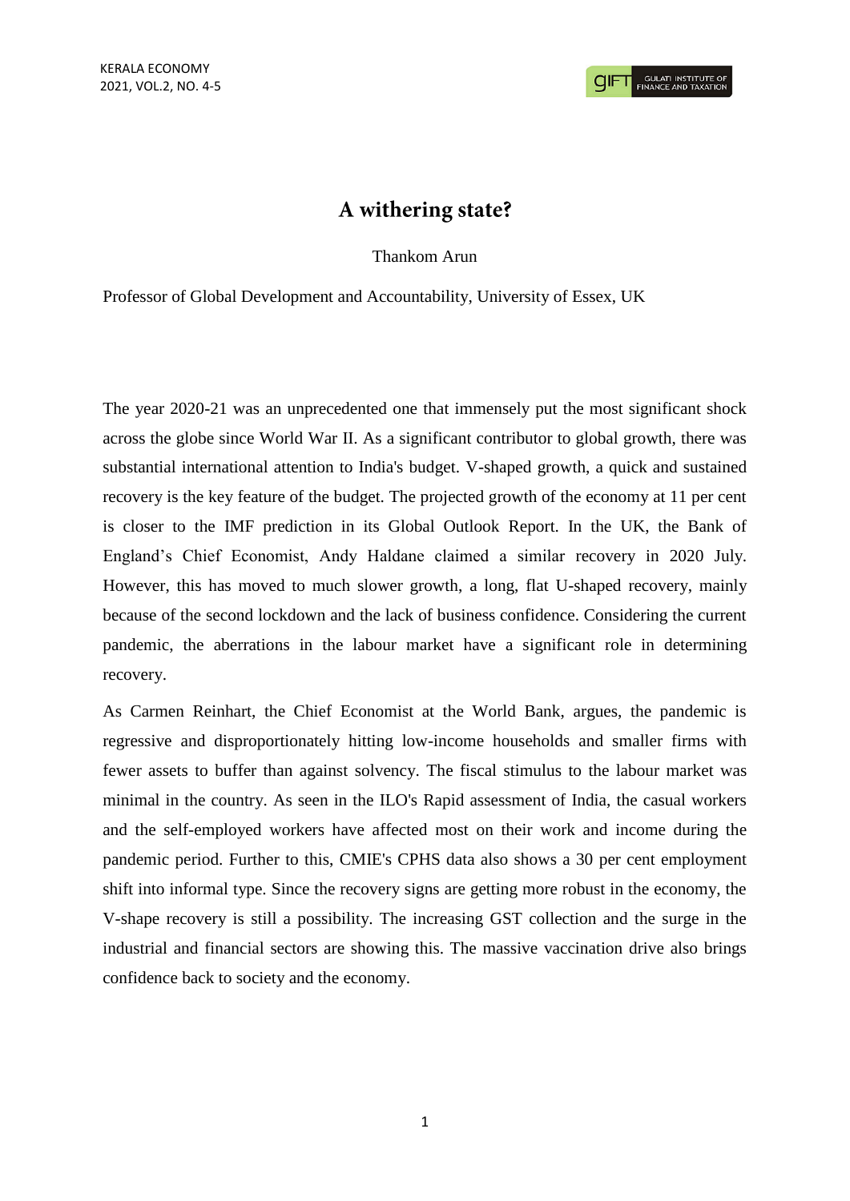# A withering state?

Thankom Arun

Professor of Global Development and Accountability, University of Essex, UK

The year 2020-21 was an unprecedented one that immensely put the most significant shock across the globe since World War II. As a significant contributor to global growth, there was substantial international attention to India's budget. V-shaped growth, a quick and sustained recovery is the key feature of the budget. The projected growth of the economy at 11 per cent is closer to the IMF prediction in its Global Outlook Report. In the UK, the Bank of England's Chief Economist, Andy Haldane claimed a similar recovery in 2020 July. However, this has moved to much slower growth, a long, flat U-shaped recovery, mainly because of the second lockdown and the lack of business confidence. Considering the current pandemic, the aberrations in the labour market have a significant role in determining recovery.

As Carmen Reinhart, the Chief Economist at the World Bank, argues, the pandemic is regressive and disproportionately hitting low-income households and smaller firms with fewer assets to buffer than against solvency. The fiscal stimulus to the labour market was minimal in the country. As seen in the ILO's Rapid assessment of India, the casual workers and the self-employed workers have affected most on their work and income during the pandemic period. Further to this, CMIE's CPHS data also shows a 30 per cent employment shift into informal type. Since the recovery signs are getting more robust in the economy, the V-shape recovery is still a possibility. The increasing GST collection and the surge in the industrial and financial sectors are showing this. The massive vaccination drive also brings confidence back to society and the economy.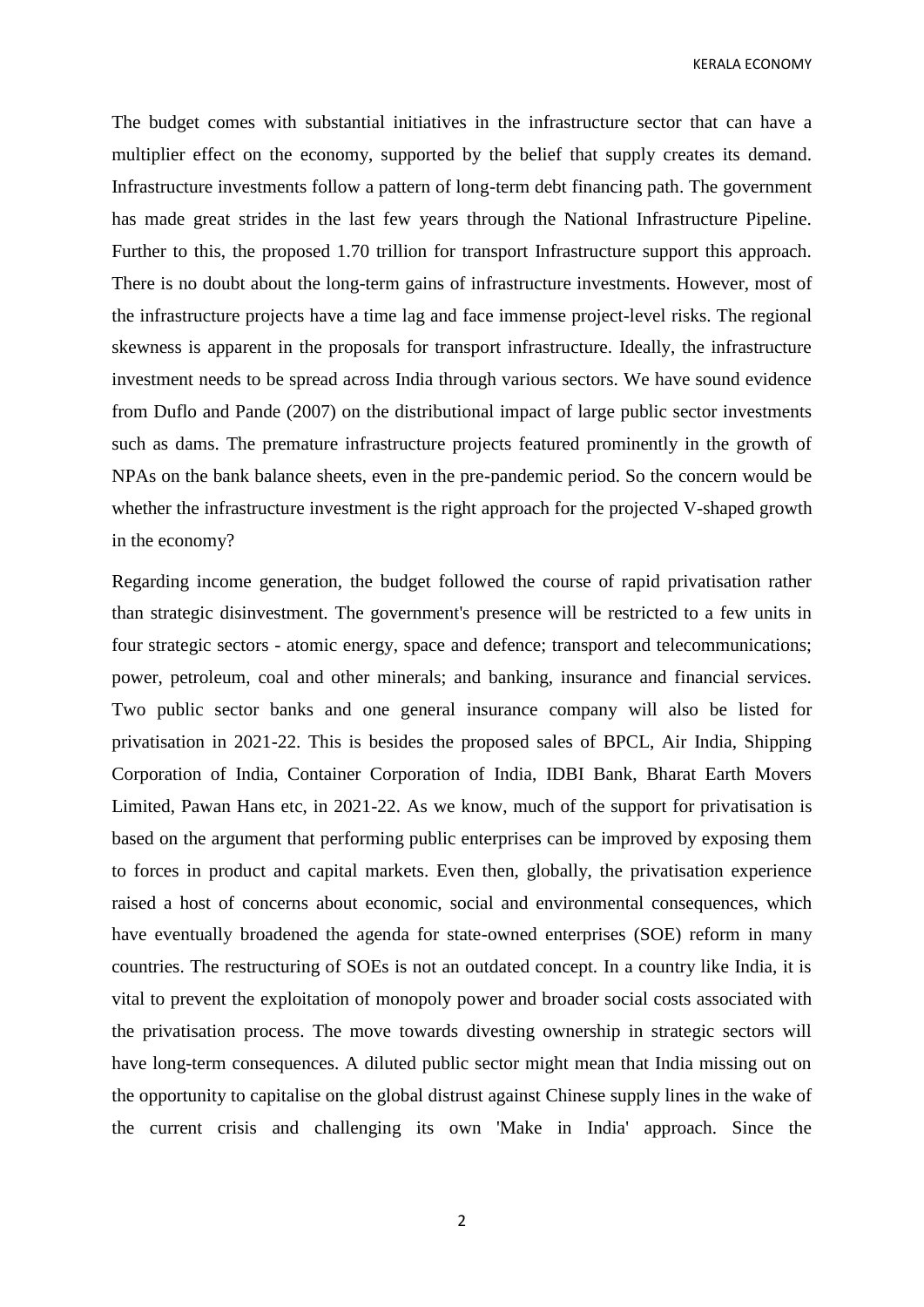The budget comes with substantial initiatives in the infrastructure sector that can have a multiplier effect on the economy, supported by the belief that supply creates its demand. Infrastructure investments follow a pattern of long-term debt financing path. The government has made great strides in the last few years through the National Infrastructure Pipeline. Further to this, the proposed 1.70 trillion for transport Infrastructure support this approach. There is no doubt about the long-term gains of infrastructure investments. However, most of the infrastructure projects have a time lag and face immense project-level risks. The regional skewness is apparent in the proposals for transport infrastructure. Ideally, the infrastructure investment needs to be spread across India through various sectors. We have sound evidence from Duflo and Pande (2007) on the distributional impact of large public sector investments such as dams. The premature infrastructure projects featured prominently in the growth of NPAs on the bank balance sheets, even in the pre-pandemic period. So the concern would be whether the infrastructure investment is the right approach for the projected V-shaped growth in the economy?

Regarding income generation, the budget followed the course of rapid privatisation rather than strategic disinvestment. The government's presence will be restricted to a few units in four strategic sectors - atomic energy, space and defence; transport and telecommunications; power, petroleum, coal and other minerals; and banking, insurance and financial services. Two public sector banks and one general insurance company will also be listed for privatisation in 2021-22. This is besides the proposed sales of BPCL, Air India, Shipping Corporation of India, Container Corporation of India, IDBI Bank, Bharat Earth Movers Limited, Pawan Hans etc, in 2021-22. As we know, much of the support for privatisation is based on the argument that performing public enterprises can be improved by exposing them to forces in product and capital markets. Even then, globally, the privatisation experience raised a host of concerns about economic, social and environmental consequences, which have eventually broadened the agenda for state-owned enterprises (SOE) reform in many countries. The restructuring of SOEs is not an outdated concept. In a country like India, it is vital to prevent the exploitation of monopoly power and broader social costs associated with the privatisation process. The move towards divesting ownership in strategic sectors will have long-term consequences. A diluted public sector might mean that India missing out on the opportunity to capitalise on the global distrust against Chinese supply lines in the wake of the current crisis and challenging its own 'Make in India' approach. Since the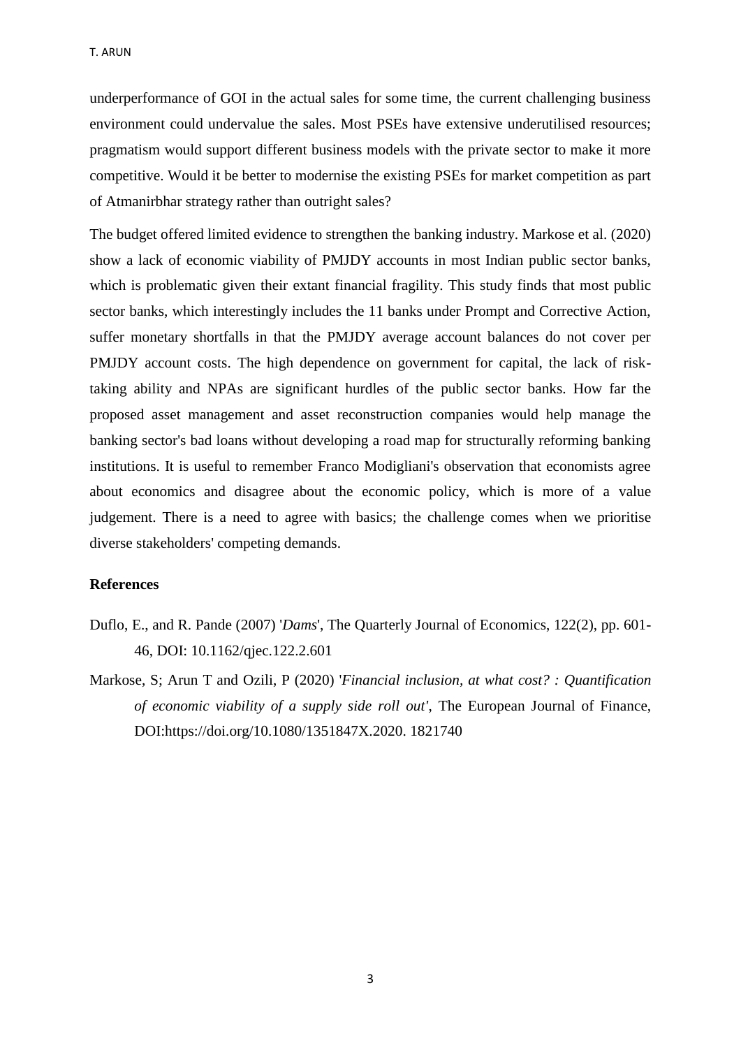underperformance of GOI in the actual sales for some time, the current challenging business environment could undervalue the sales. Most PSEs have extensive underutilised resources; pragmatism would support different business models with the private sector to make it more competitive. Would it be better to modernise the existing PSEs for market competition as part of Atmanirbhar strategy rather than outright sales?

The budget offered limited evidence to strengthen the banking industry. Markose et al. (2020) show a lack of economic viability of PMJDY accounts in most Indian public sector banks, which is problematic given their extant financial fragility. This study finds that most public sector banks, which interestingly includes the 11 banks under Prompt and Corrective Action, suffer monetary shortfalls in that the PMJDY average account balances do not cover per PMJDY account costs. The high dependence on government for capital, the lack of risk-taking ability and NPAs are significant hurdles of the public sector banks. How far the proposed asset management and asset reconstruction companies would help manage the banking sector's bad loans without developing a road map for structurally reforming banking institutions. It is useful to remember Franco Modigliani's observation that economists agree about economics and disagree about the economic policy, which is more of a value judgement. There is a need to agree with basics; the challenge comes when we prioritise diverse stakeholders' competing demands.

**References**

Duflo, E., and R. Pande (2007) '*Dams*', The Quarterly Journal of Economics, 122(2), pp. 601-46, DOI: 10.1162/qjec.122.2.601

Markose, S; Arun T and Ozili, P (2020) '*Financial inclusion, at what cost? : Quantification of economic viability of a supply side roll out'*, The European Journal of Finance, DOI:https://doi.org/10.1080/1351847X.2020. 1821740